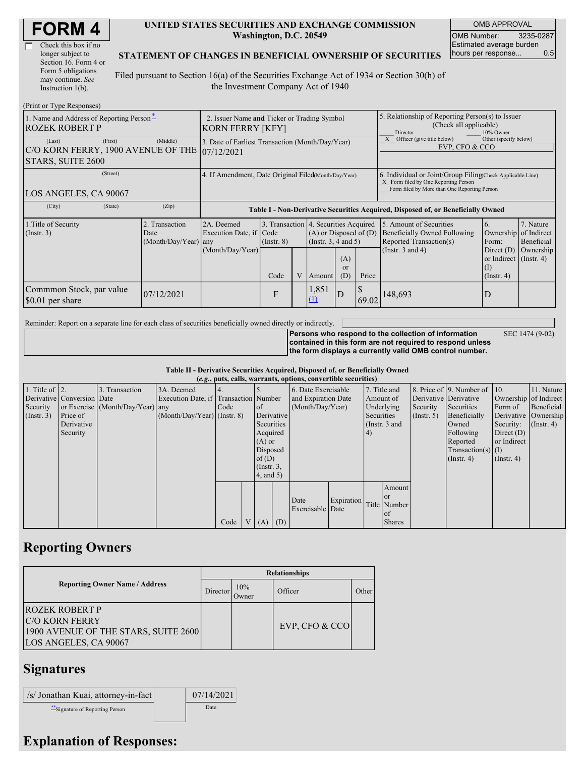# FORM 4

☐ Check this box if no longer subject to Section 16. Form 4 or Form 5 obligations may continue. *See* Instruction 1(b).

**UNITED STATES SECURITIES AND EXCHANGE COMMISSION**
**Washington, D.C. 20549**

**STATEMENT OF CHANGES IN BENEFICIAL OWNERSHIP OF SECURITIES**

Filed pursuant to Section 16(a) of the Securities Exchange Act of 1934 or Section 30(h) of the Investment Company Act of 1940

| OMB APPROVAL | |
|---|---|
| OMB Number: | 3235-0287 |
| Estimated average burden hours per response... | 0.5 |

(Print or Type Responses)

| 1. Name and Address of Reporting Person* | 2. Issuer Name **and** Ticker or Trading Symbol | 5. Relationship of Reporting Person(s) to Issuer (Check all applicable) |
|---|---|---|
| ROZEK ROBERT P | KORN FERRY [KFY] | ___ Director ___ 10% Owner |
| (Last) (First) (Middle) C/O KORN FERRY, 1900 AVENUE OF THE STARS, SUITE 2600 | 3. Date of Earliest Transaction (Month/Day/Year) 07/12/2021 | _X_ Officer (give title below) ___ Other (specify below) EVP, CFO & CCO |
| (Street) LOS ANGELES, CA 90067 | 4. If Amendment, Date Original Filed(Month/Day/Year) | 6. Individual or Joint/Group Filing(Check Applicable Line) _X_ Form filed by One Reporting Person ___ Form filed by More than One Reporting Person |
| (City) (State) (Zip) | | |

**Table I - Non-Derivative Securities Acquired, Disposed of, or Beneficially Owned**

| 1.Title of Security (Instr. 3) | 2. Transaction Date (Month/Day/Year) | 2A. Deemed Execution Date, if any (Month/Day/Year) | 3. Transaction Code (Instr. 8) | | 4. Securities Acquired (A) or Disposed of (D) (Instr. 3, 4 and 5) | | | 5. Amount of Securities Beneficially Owned Following Reported Transaction(s) (Instr. 3 and 4) | 6. Ownership Form: Direct (D) or Indirect (I) (Instr. 4) | 7. Nature of Indirect Beneficial Ownership (Instr. 4) |
|---|---|---|---|---|---|---|---|---|---|---|
| | | | Code | V | Amount | (A) or (D) | Price | | | |
| Commmon Stock, par value $0.01 per share | 07/12/2021 | | F | | 1,851 (1) | D | $ 69.02 | 148,693 | D | |

Reminder: Report on a separate line for each class of securities beneficially owned directly or indirectly.

**Persons who respond to the collection of information contained in this form are not required to respond unless the form displays a currently valid OMB control number.** SEC 1474 (9-02)

**Table II - Derivative Securities Acquired, Disposed of, or Beneficially Owned**
**(*e.g.*, puts, calls, warrants, options, convertible securities)**

| 1. Title of Derivative Security (Instr. 3) | 2. Conversion or Exercise Price of Derivative Security | 3. Transaction Date (Month/Day/Year) | 3A. Deemed Execution Date, if any (Month/Day/Year) | 4. Transaction Code (Instr. 8) | | 5. Number of Derivative Securities Acquired (A) or Disposed of (D) (Instr. 3, 4, and 5) | | 6. Date Exercisable and Expiration Date (Month/Day/Year) | | 7. Title and Amount of Underlying Securities (Instr. 3 and 4) | | 8. Price of Derivative Security (Instr. 5) | 9. Number of Derivative Securities Beneficially Owned Following Reported Transaction(s) (Instr. 4) | 10. Ownership Form of Derivative Security: Direct (D) or Indirect (I) (Instr. 4) | 11. Nature of Indirect Beneficial Ownership (Instr. 4) |
|---|---|---|---|---|---|---|---|---|---|---|---|---|---|---|---|
| | | | | Code | V | (A) | (D) | Date Exercisable | Expiration Date | Title | Amount or Number of Shares | | | | |

## Reporting Owners

| Reporting Owner Name / Address | Relationships | | | |
|---|---|---|---|---|
| | Director | 10% Owner | Officer | Other |
| ROZEK ROBERT P C/O KORN FERRY 1900 AVENUE OF THE STARS, SUITE 2600 LOS ANGELES, CA 90067 | | | EVP, CFO & CCO | |

## Signatures

| /s/ Jonathan Kuai, attorney-in-fact | 07/14/2021 |
|---|---|
| **Signature of Reporting Person | Date |

## Explanation of Responses: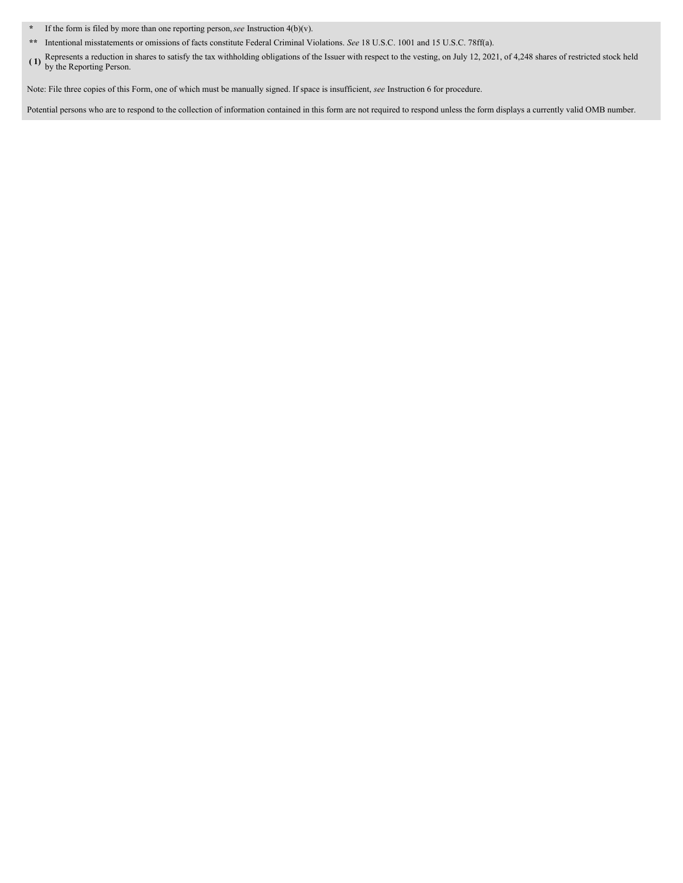\* If the form is filed by more than one reporting person, *see* Instruction 4(b)(v).

\*\* Intentional misstatements or omissions of facts constitute Federal Criminal Violations. *See* 18 U.S.C. 1001 and 15 U.S.C. 78ff(a).

( 1) Represents a reduction in shares to satisfy the tax withholding obligations of the Issuer with respect to the vesting, on July 12, 2021, of 4,248 shares of restricted stock held by the Reporting Person.

Note: File three copies of this Form, one of which must be manually signed. If space is insufficient, *see* Instruction 6 for procedure.

Potential persons who are to respond to the collection of information contained in this form are not required to respond unless the form displays a currently valid OMB number.